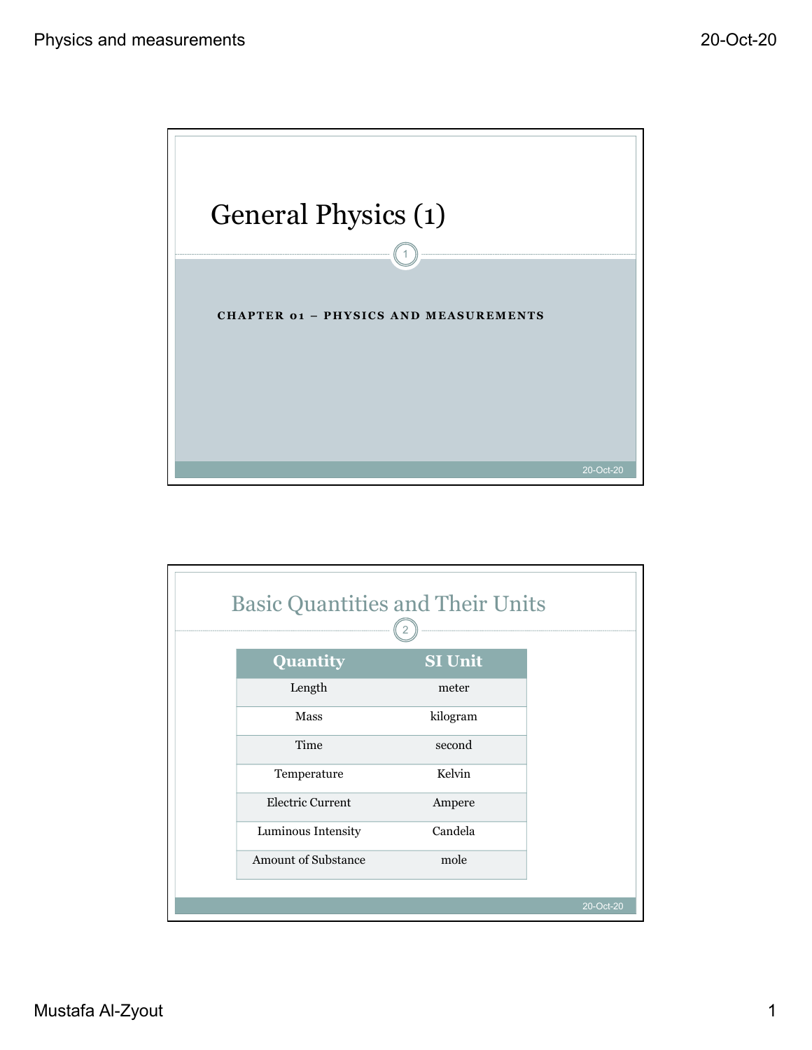# General Physics (1)

**CHAPTER 01 – PHYSICS AND MEASUREMENTS**

## Basic Quantities and Their Units

| Quantity | SI Unit |
| --- | --- |
| Length | meter |
| Mass | kilogram |
| Time | second |
| Temperature | Kelvin |
| Electric Current | Ampere |
| Luminous Intensity | Candela |
| Amount of Substance | mole |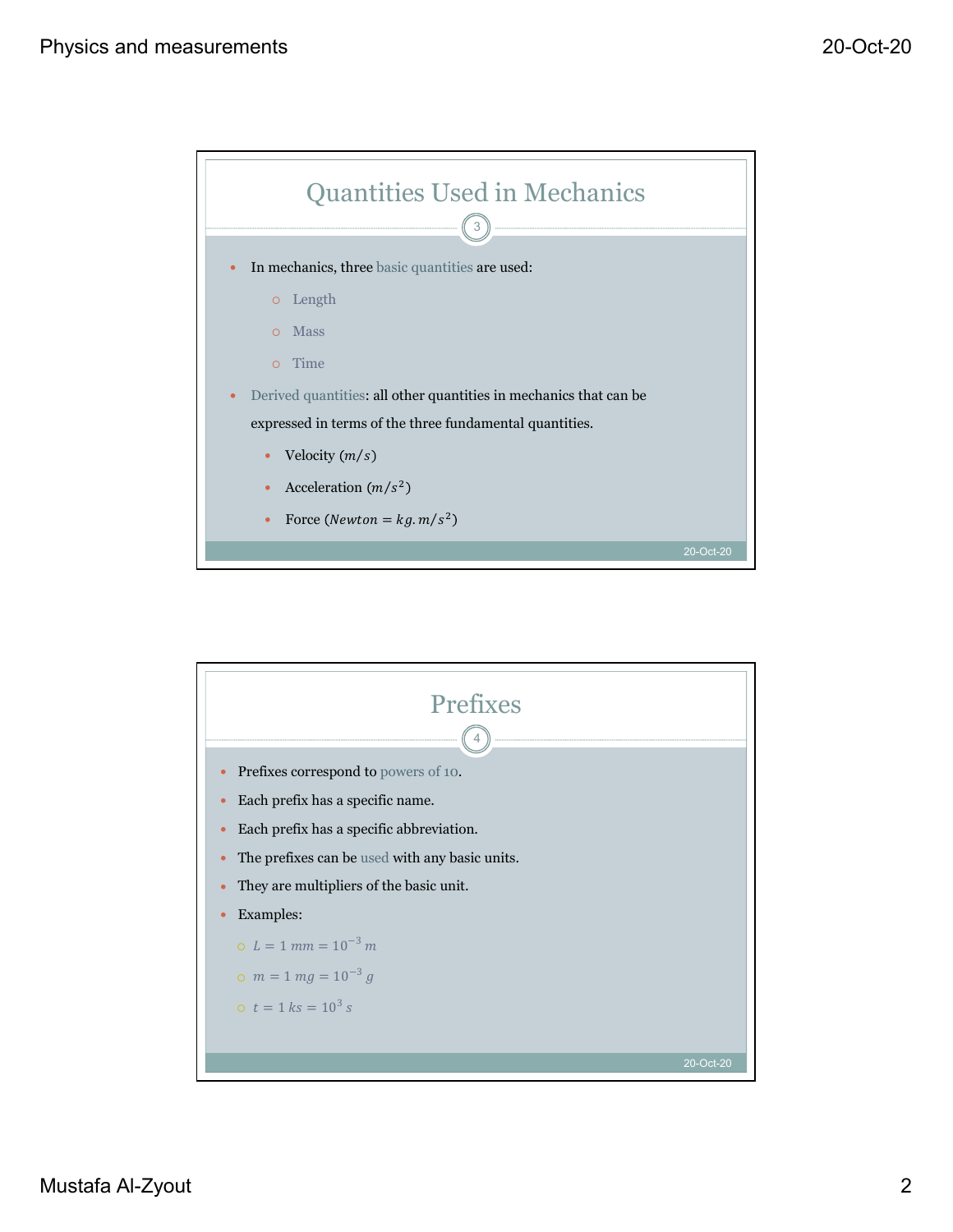## Quantities Used in Mechanics

- In mechanics, three basic quantities are used:
  - Length
  - Mass
  - Time
- Derived quantities: all other quantities in mechanics that can be expressed in terms of the three fundamental quantities.
  - Velocity $(m/s)$
  - Acceleration $(m/s^2)$
  - Force $(Newton = kg.m/s^2)$

## Prefixes

- Prefixes correspond to powers of 10.
- Each prefix has a specific name.
- Each prefix has a specific abbreviation.
- The prefixes can be used with any basic units.
- They are multipliers of the basic unit.
- Examples:
  - $L = 1\ mm = 10^{-3}\ m$
  - $m = 1\ mg = 10^{-3}\ g$
  - $t = 1\ ks = 10^{3}\ s$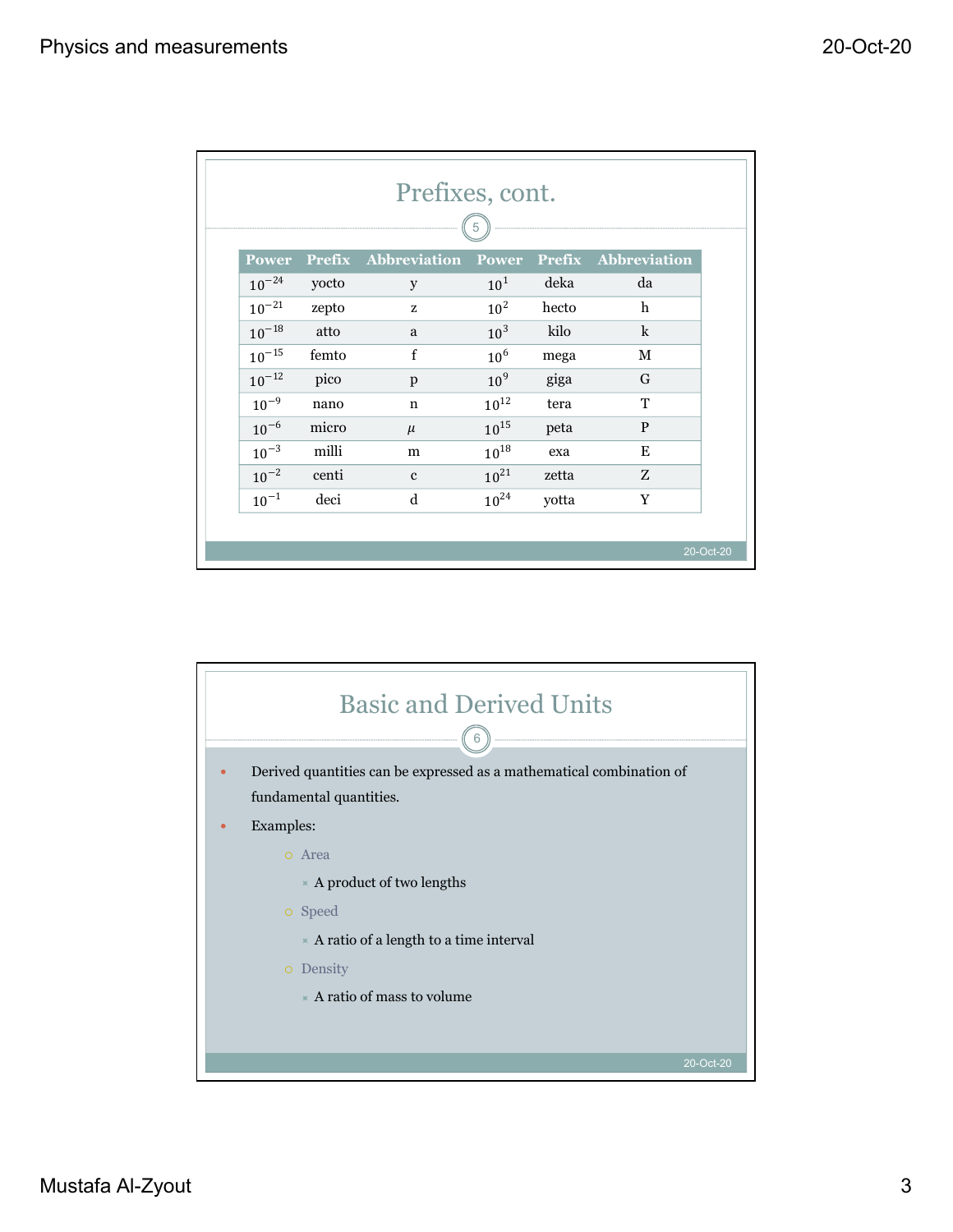## Prefixes, cont.

| Power | Prefix | Abbreviation | Power | Prefix | Abbreviation |
|---|---|---|---|---|---|
| $10^{-24}$ | yocto | y | $10^{1}$ | deka | da |
| $10^{-21}$ | zepto | z | $10^{2}$ | hecto | h |
| $10^{-18}$ | atto | a | $10^{3}$ | kilo | k |
| $10^{-15}$ | femto | f | $10^{6}$ | mega | M |
| $10^{-12}$ | pico | p | $10^{9}$ | giga | G |
| $10^{-9}$ | nano | n | $10^{12}$ | tera | T |
| $10^{-6}$ | micro | $\mu$ | $10^{15}$ | peta | P |
| $10^{-3}$ | milli | m | $10^{18}$ | exa | E |
| $10^{-2}$ | centi | c | $10^{21}$ | zetta | Z |
| $10^{-1}$ | deci | d | $10^{24}$ | yotta | Y |

## Basic and Derived Units

- Derived quantities can be expressed as a mathematical combination of fundamental quantities.
- Examples:
  - Area
    - A product of two lengths
  - Speed
    - A ratio of a length to a time interval
  - Density
    - A ratio of mass to volume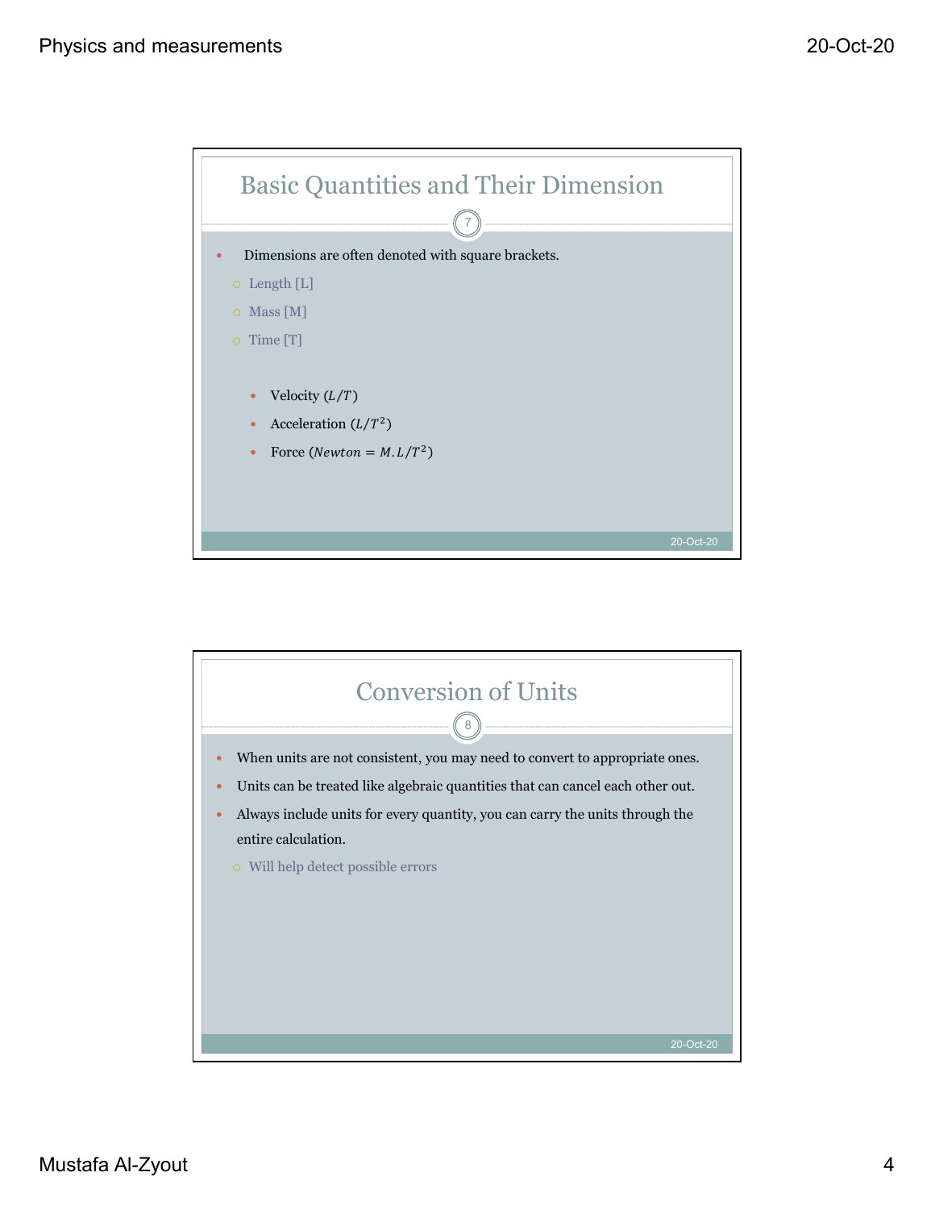## Basic Quantities and Their Dimension

- Dimensions are often denoted with square brackets.
  - Length [L]
  - Mass [M]
  - Time [T]
    - Velocity $(L/T)$
    - Acceleration $(L/T^2)$
    - Force $(Newton = M.L/T^2)$

## Conversion of Units

- When units are not consistent, you may need to convert to appropriate ones.
- Units can be treated like algebraic quantities that can cancel each other out.
- Always include units for every quantity, you can carry the units through the entire calculation.
  - Will help detect possible errors